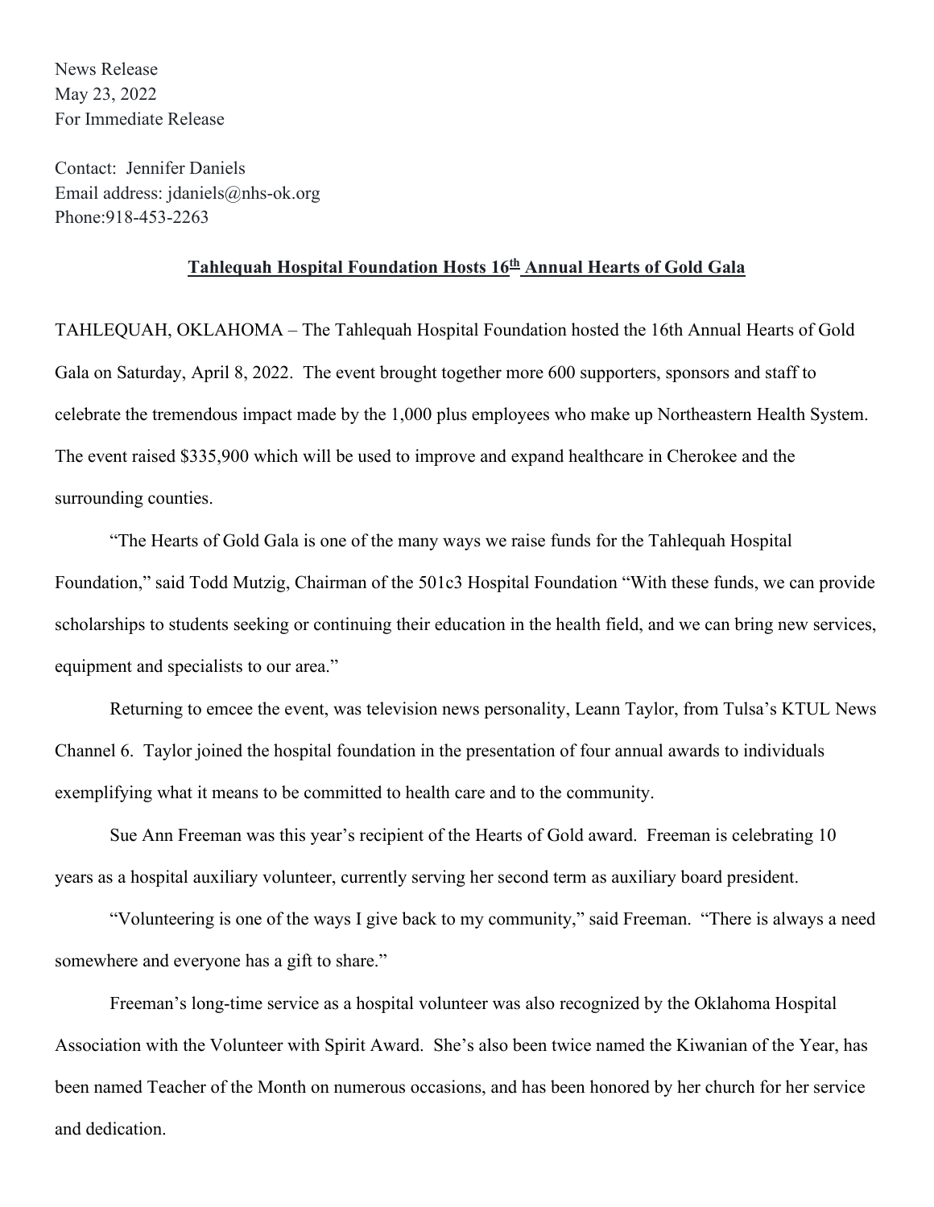News Release
May 23, 2022
For Immediate Release

Contact: Jennifer Daniels
Email address: jdaniels@nhs-ok.org
Phone:918-453-2263

## Tahlequah Hospital Foundation Hosts 16th Annual Hearts of Gold Gala

TAHLEQUAH, OKLAHOMA – The Tahlequah Hospital Foundation hosted the 16th Annual Hearts of Gold Gala on Saturday, April 8, 2022. The event brought together more 600 supporters, sponsors and staff to celebrate the tremendous impact made by the 1,000 plus employees who make up Northeastern Health System. The event raised $335,900 which will be used to improve and expand healthcare in Cherokee and the surrounding counties.

"The Hearts of Gold Gala is one of the many ways we raise funds for the Tahlequah Hospital Foundation," said Todd Mutzig, Chairman of the 501c3 Hospital Foundation "With these funds, we can provide scholarships to students seeking or continuing their education in the health field, and we can bring new services, equipment and specialists to our area."

Returning to emcee the event, was television news personality, Leann Taylor, from Tulsa's KTUL News Channel 6. Taylor joined the hospital foundation in the presentation of four annual awards to individuals exemplifying what it means to be committed to health care and to the community.

Sue Ann Freeman was this year's recipient of the Hearts of Gold award. Freeman is celebrating 10 years as a hospital auxiliary volunteer, currently serving her second term as auxiliary board president.

"Volunteering is one of the ways I give back to my community," said Freeman. "There is always a need somewhere and everyone has a gift to share."

Freeman's long-time service as a hospital volunteer was also recognized by the Oklahoma Hospital Association with the Volunteer with Spirit Award. She's also been twice named the Kiwanian of the Year, has been named Teacher of the Month on numerous occasions, and has been honored by her church for her service and dedication.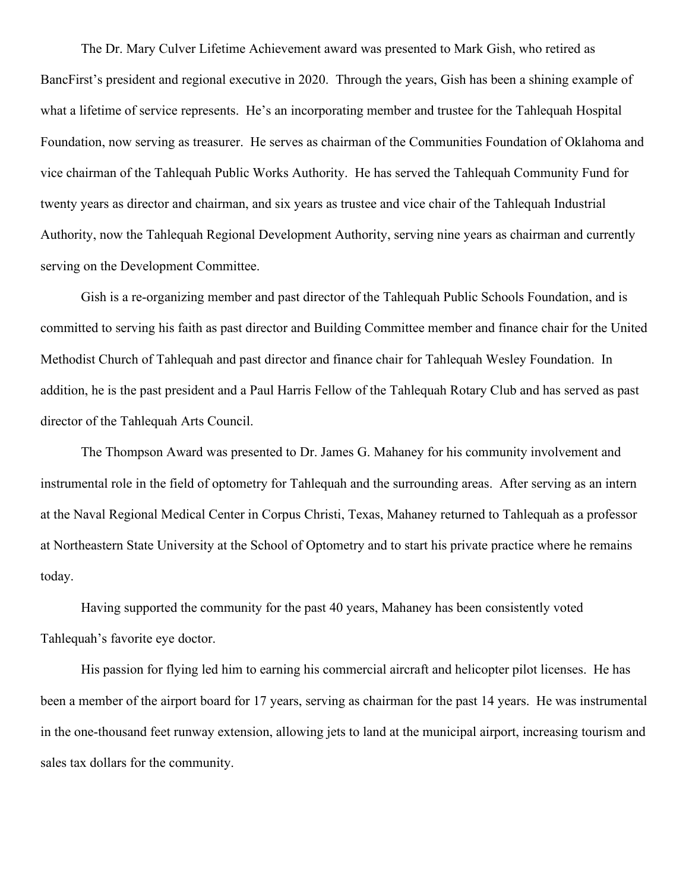The Dr. Mary Culver Lifetime Achievement award was presented to Mark Gish, who retired as BancFirst's president and regional executive in 2020. Through the years, Gish has been a shining example of what a lifetime of service represents. He's an incorporating member and trustee for the Tahlequah Hospital Foundation, now serving as treasurer. He serves as chairman of the Communities Foundation of Oklahoma and vice chairman of the Tahlequah Public Works Authority. He has served the Tahlequah Community Fund for twenty years as director and chairman, and six years as trustee and vice chair of the Tahlequah Industrial Authority, now the Tahlequah Regional Development Authority, serving nine years as chairman and currently serving on the Development Committee.

Gish is a re-organizing member and past director of the Tahlequah Public Schools Foundation, and is committed to serving his faith as past director and Building Committee member and finance chair for the United Methodist Church of Tahlequah and past director and finance chair for Tahlequah Wesley Foundation. In addition, he is the past president and a Paul Harris Fellow of the Tahlequah Rotary Club and has served as past director of the Tahlequah Arts Council.

The Thompson Award was presented to Dr. James G. Mahaney for his community involvement and instrumental role in the field of optometry for Tahlequah and the surrounding areas. After serving as an intern at the Naval Regional Medical Center in Corpus Christi, Texas, Mahaney returned to Tahlequah as a professor at Northeastern State University at the School of Optometry and to start his private practice where he remains today.

Having supported the community for the past 40 years, Mahaney has been consistently voted Tahlequah's favorite eye doctor.

His passion for flying led him to earning his commercial aircraft and helicopter pilot licenses. He has been a member of the airport board for 17 years, serving as chairman for the past 14 years. He was instrumental in the one-thousand feet runway extension, allowing jets to land at the municipal airport, increasing tourism and sales tax dollars for the community.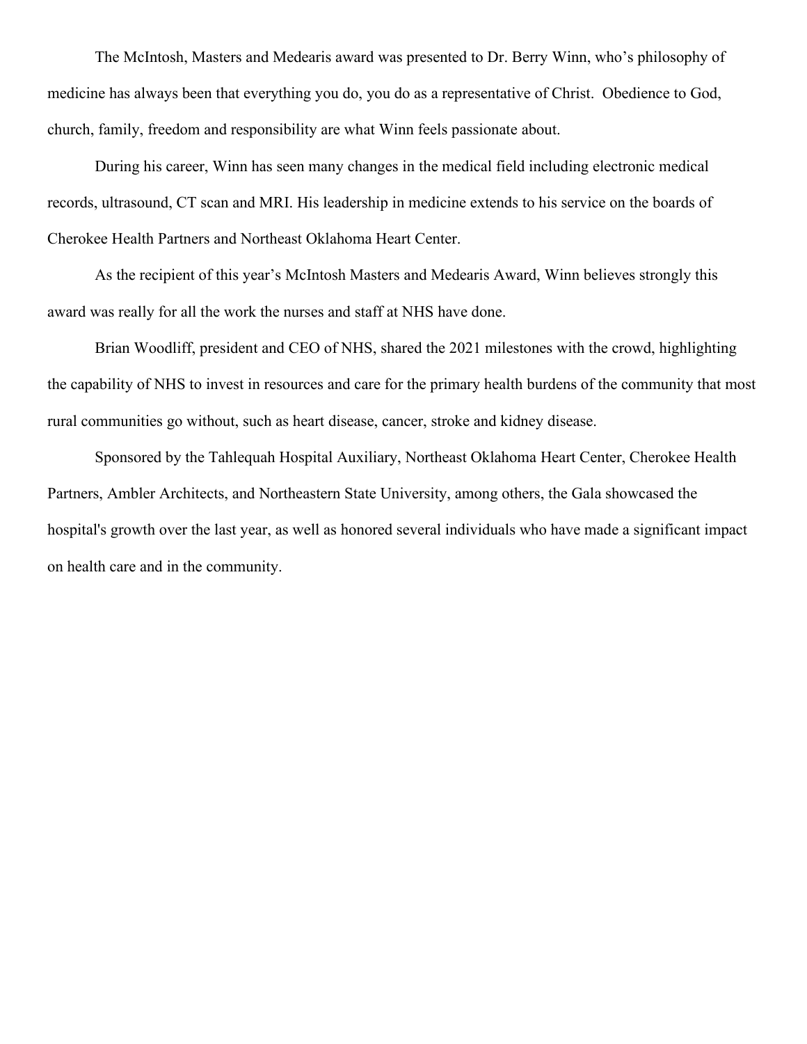The McIntosh, Masters and Medearis award was presented to Dr. Berry Winn, who's philosophy of medicine has always been that everything you do, you do as a representative of Christ. Obedience to God, church, family, freedom and responsibility are what Winn feels passionate about.

During his career, Winn has seen many changes in the medical field including electronic medical records, ultrasound, CT scan and MRI. His leadership in medicine extends to his service on the boards of Cherokee Health Partners and Northeast Oklahoma Heart Center.

As the recipient of this year's McIntosh Masters and Medearis Award, Winn believes strongly this award was really for all the work the nurses and staff at NHS have done.

Brian Woodliff, president and CEO of NHS, shared the 2021 milestones with the crowd, highlighting the capability of NHS to invest in resources and care for the primary health burdens of the community that most rural communities go without, such as heart disease, cancer, stroke and kidney disease.

Sponsored by the Tahlequah Hospital Auxiliary, Northeast Oklahoma Heart Center, Cherokee Health Partners, Ambler Architects, and Northeastern State University, among others, the Gala showcased the hospital's growth over the last year, as well as honored several individuals who have made a significant impact on health care and in the community.